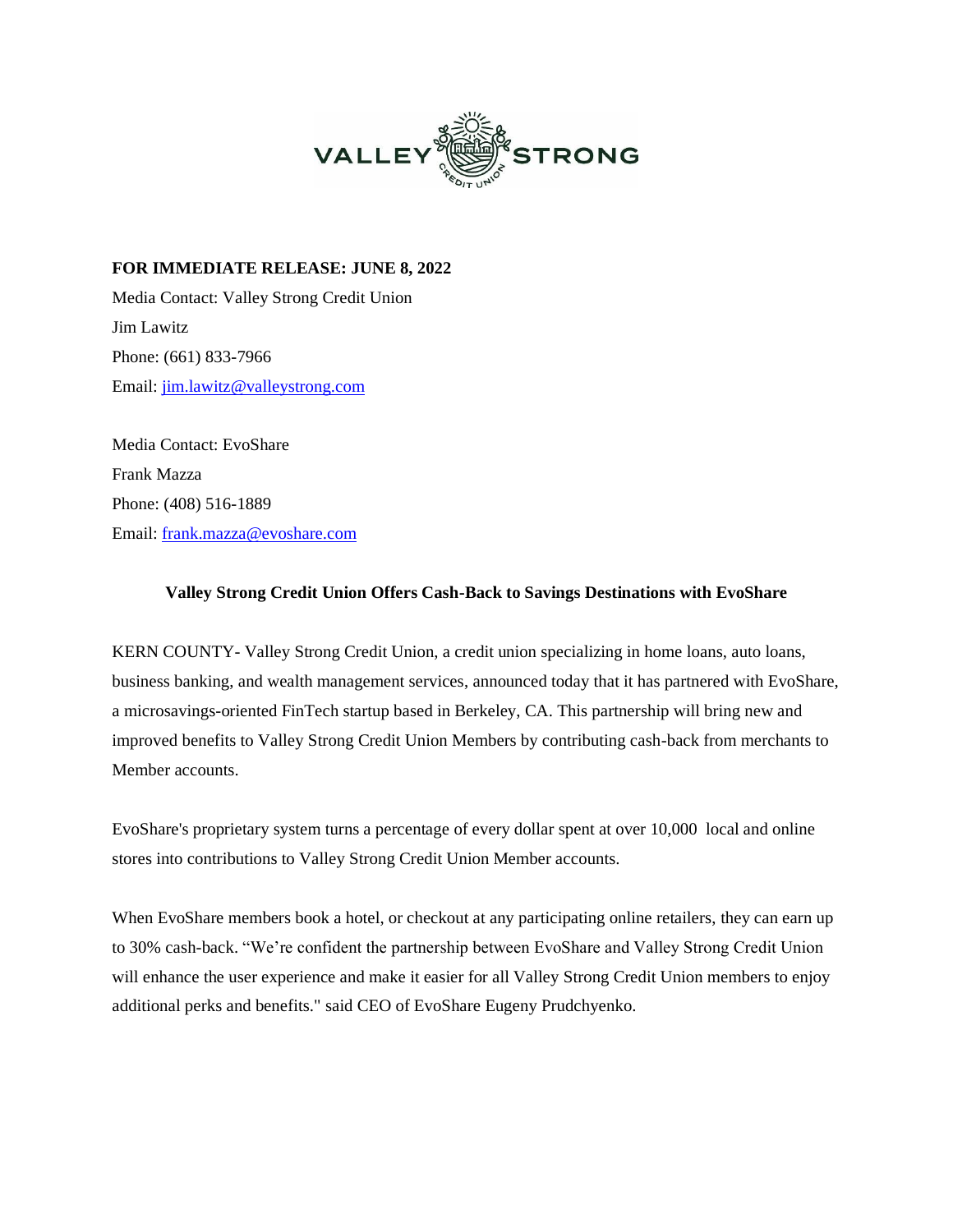**FOR IMMEDIATE RELEASE: JUNE 8, 2022**

Media Contact: Valley Strong Credit Union
Jim Lawitz
Phone: (661) 833-7966
Email: jim.lawitz@valleystrong.com

Media Contact: EvoShare
Frank Mazza
Phone: (408) 516-1889
Email: frank.mazza@evoshare.com

**Valley Strong Credit Union Offers Cash-Back to Savings Destinations with EvoShare**

KERN COUNTY- Valley Strong Credit Union, a credit union specializing in home loans, auto loans, business banking, and wealth management services, announced today that it has partnered with EvoShare, a microsavings-oriented FinTech startup based in Berkeley, CA. This partnership will bring new and improved benefits to Valley Strong Credit Union Members by contributing cash-back from merchants to Member accounts.

EvoShare's proprietary system turns a percentage of every dollar spent at over 10,000 local and online stores into contributions to Valley Strong Credit Union Member accounts.

When EvoShare members book a hotel, or checkout at any participating online retailers, they can earn up to 30% cash-back. "We're confident the partnership between EvoShare and Valley Strong Credit Union will enhance the user experience and make it easier for all Valley Strong Credit Union members to enjoy additional perks and benefits." said CEO of EvoShare Eugeny Prudchyenko.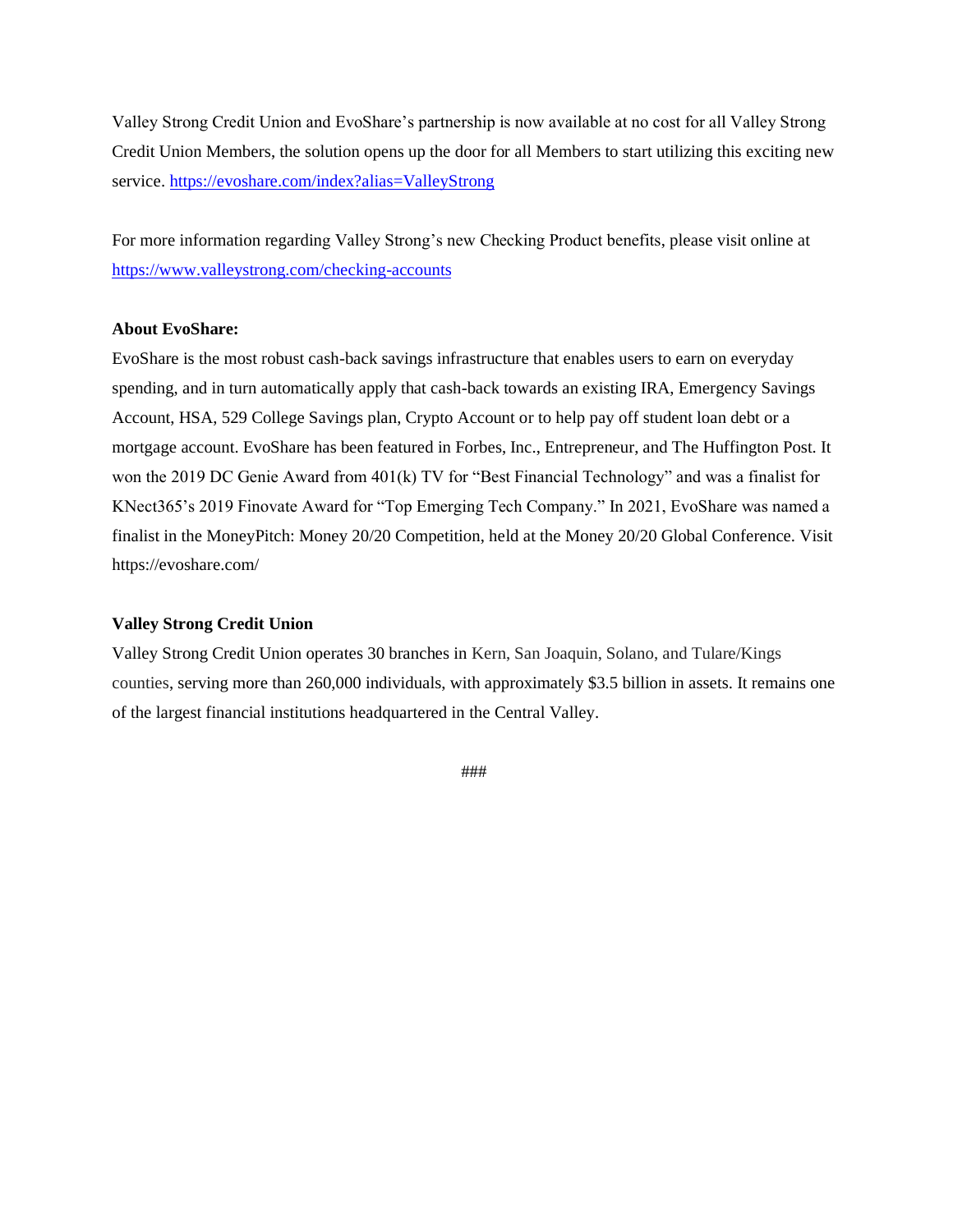Valley Strong Credit Union and EvoShare's partnership is now available at no cost for all Valley Strong Credit Union Members, the solution opens up the door for all Members to start utilizing this exciting new service. https://evoshare.com/index?alias=ValleyStrong

For more information regarding Valley Strong's new Checking Product benefits, please visit online at https://www.valleystrong.com/checking-accounts

**About EvoShare:**

EvoShare is the most robust cash-back savings infrastructure that enables users to earn on everyday spending, and in turn automatically apply that cash-back towards an existing IRA, Emergency Savings Account, HSA, 529 College Savings plan, Crypto Account or to help pay off student loan debt or a mortgage account. EvoShare has been featured in Forbes, Inc., Entrepreneur, and The Huffington Post. It won the 2019 DC Genie Award from 401(k) TV for "Best Financial Technology" and was a finalist for KNect365's 2019 Finovate Award for "Top Emerging Tech Company." In 2021, EvoShare was named a finalist in the MoneyPitch: Money 20/20 Competition, held at the Money 20/20 Global Conference. Visit https://evoshare.com/

**Valley Strong Credit Union**

Valley Strong Credit Union operates 30 branches in Kern, San Joaquin, Solano, and Tulare/Kings counties, serving more than 260,000 individuals, with approximately $3.5 billion in assets. It remains one of the largest financial institutions headquartered in the Central Valley.

###